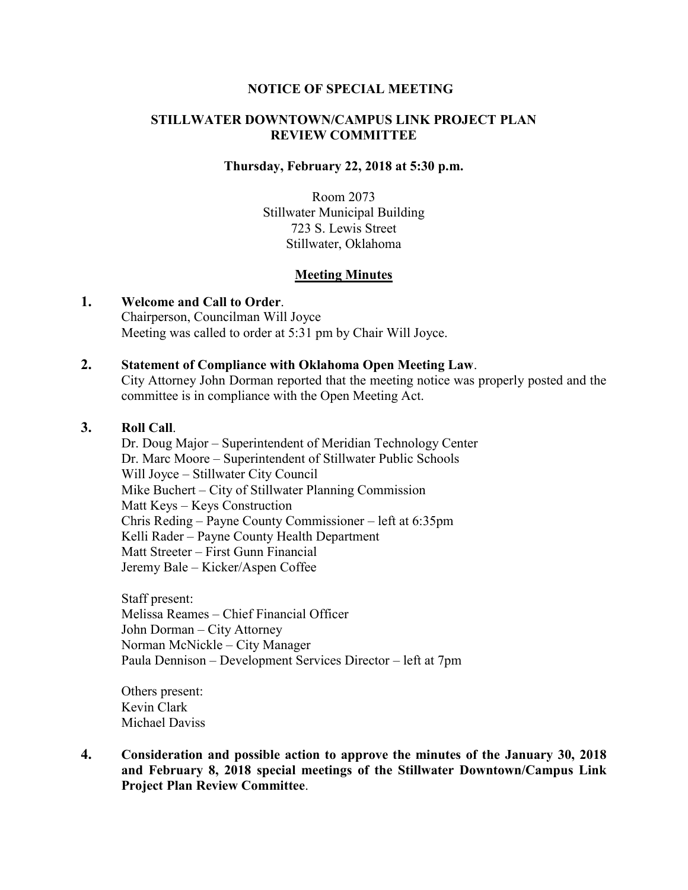**NOTICE OF SPECIAL MEETING**

**STILLWATER DOWNTOWN/CAMPUS LINK PROJECT PLAN REVIEW COMMITTEE**

**Thursday, February 22, 2018 at 5:30 p.m.**

Room 2073
Stillwater Municipal Building
723 S. Lewis Street
Stillwater, Oklahoma

## Meeting Minutes

**1. Welcome and Call to Order**.
Chairperson, Councilman Will Joyce
Meeting was called to order at 5:31 pm by Chair Will Joyce.

**2. Statement of Compliance with Oklahoma Open Meeting Law**.
City Attorney John Dorman reported that the meeting notice was properly posted and the committee is in compliance with the Open Meeting Act.

**3. Roll Call**.
Dr. Doug Major – Superintendent of Meridian Technology Center
Dr. Marc Moore – Superintendent of Stillwater Public Schools
Will Joyce – Stillwater City Council
Mike Buchert – City of Stillwater Planning Commission
Matt Keys – Keys Construction
Chris Reding – Payne County Commissioner – left at 6:35pm
Kelli Rader – Payne County Health Department
Matt Streeter – First Gunn Financial
Jeremy Bale – Kicker/Aspen Coffee

Staff present:
Melissa Reames – Chief Financial Officer
John Dorman – City Attorney
Norman McNickle – City Manager
Paula Dennison – Development Services Director – left at 7pm

Others present:
Kevin Clark
Michael Daviss

**4. Consideration and possible action to approve the minutes of the January 30, 2018 and February 8, 2018 special meetings of the Stillwater Downtown/Campus Link Project Plan Review Committee**.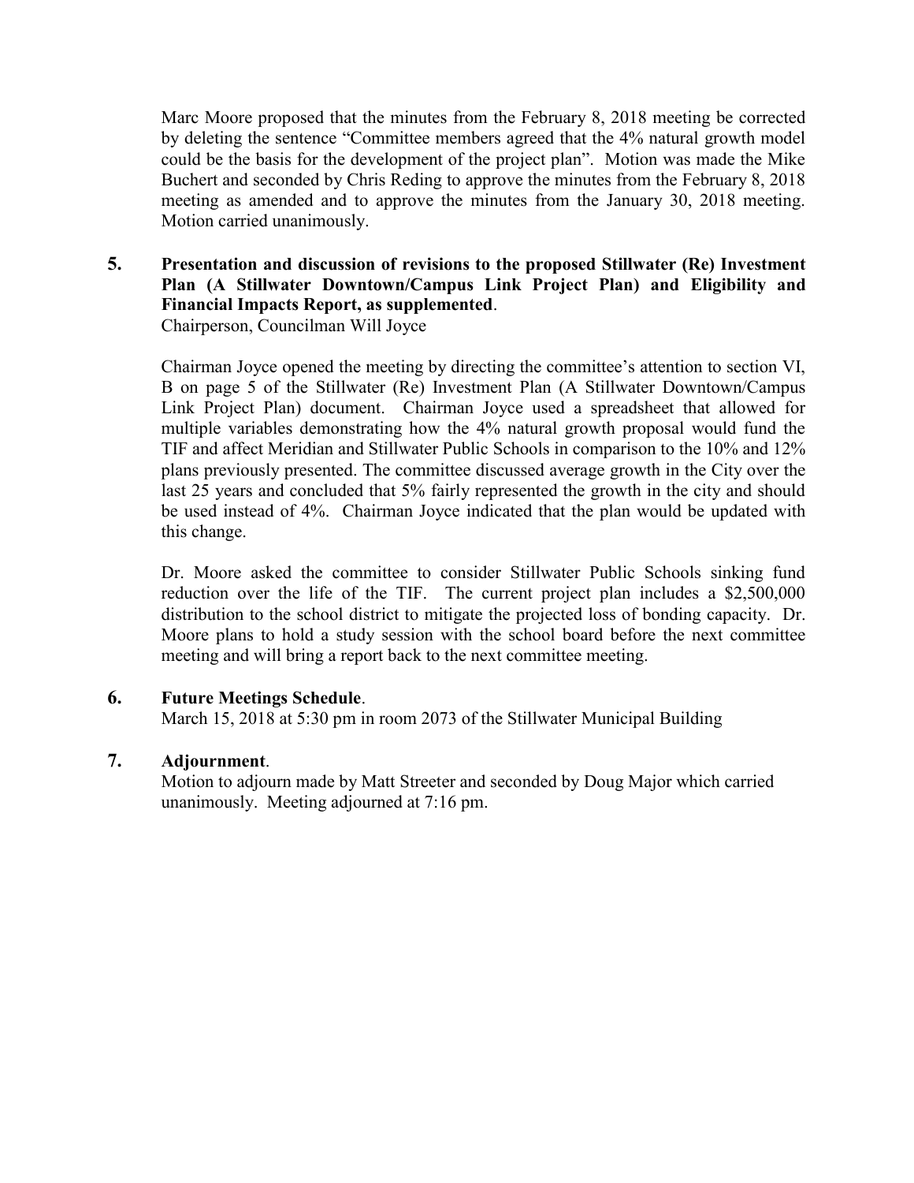Marc Moore proposed that the minutes from the February 8, 2018 meeting be corrected by deleting the sentence "Committee members agreed that the 4% natural growth model could be the basis for the development of the project plan". Motion was made the Mike Buchert and seconded by Chris Reding to approve the minutes from the February 8, 2018 meeting as amended and to approve the minutes from the January 30, 2018 meeting. Motion carried unanimously.

**5. Presentation and discussion of revisions to the proposed Stillwater (Re) Investment Plan (A Stillwater Downtown/Campus Link Project Plan) and Eligibility and Financial Impacts Report, as supplemented**.

Chairperson, Councilman Will Joyce

Chairman Joyce opened the meeting by directing the committee's attention to section VI, B on page 5 of the Stillwater (Re) Investment Plan (A Stillwater Downtown/Campus Link Project Plan) document. Chairman Joyce used a spreadsheet that allowed for multiple variables demonstrating how the 4% natural growth proposal would fund the TIF and affect Meridian and Stillwater Public Schools in comparison to the 10% and 12% plans previously presented. The committee discussed average growth in the City over the last 25 years and concluded that 5% fairly represented the growth in the city and should be used instead of 4%. Chairman Joyce indicated that the plan would be updated with this change.

Dr. Moore asked the committee to consider Stillwater Public Schools sinking fund reduction over the life of the TIF. The current project plan includes a $2,500,000 distribution to the school district to mitigate the projected loss of bonding capacity. Dr. Moore plans to hold a study session with the school board before the next committee meeting and will bring a report back to the next committee meeting.

**6. Future Meetings Schedule**.

March 15, 2018 at 5:30 pm in room 2073 of the Stillwater Municipal Building

**7. Adjournment**.

Motion to adjourn made by Matt Streeter and seconded by Doug Major which carried unanimously. Meeting adjourned at 7:16 pm.